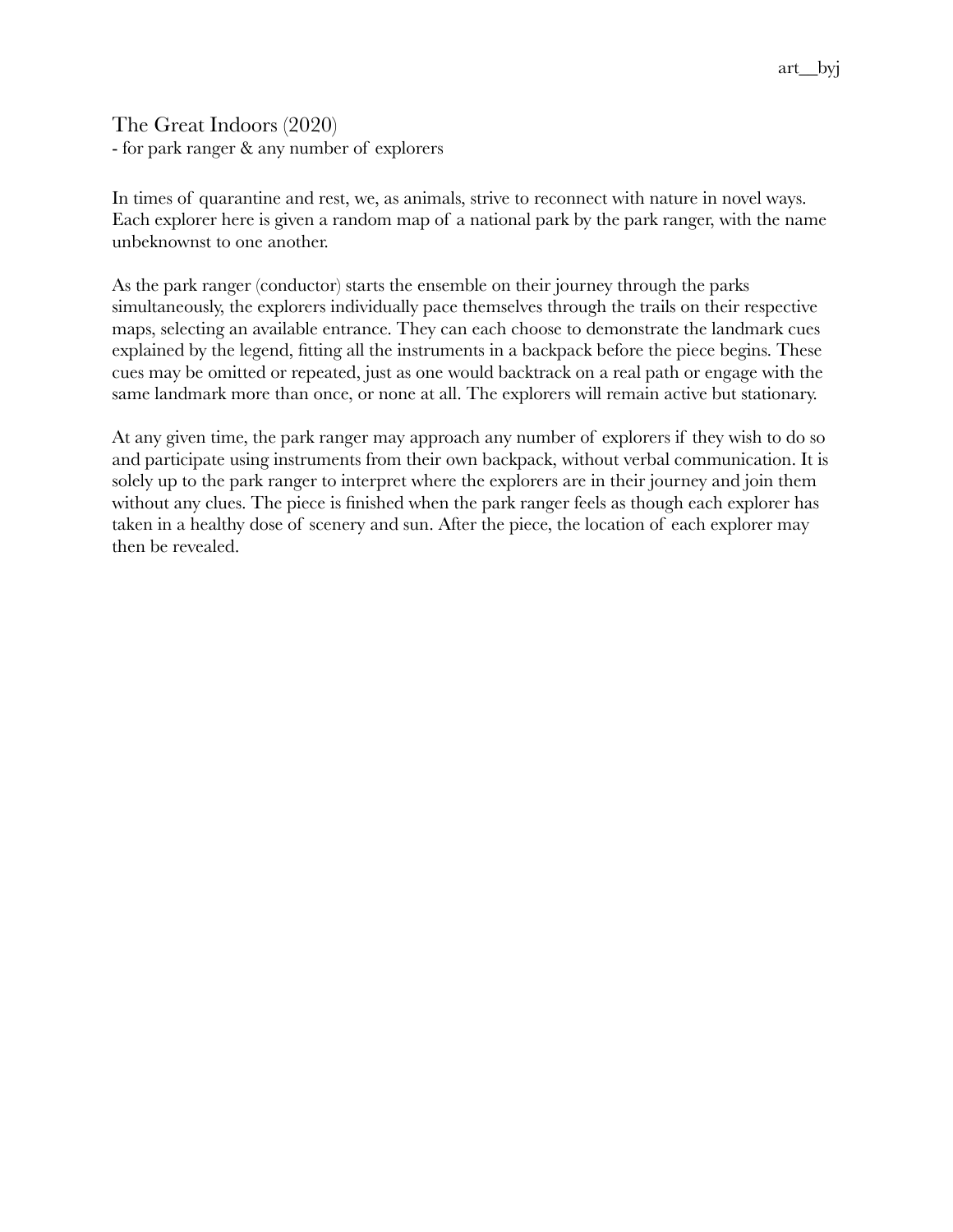art__byj

# The Great Indoors (2020)

- for park ranger & any number of explorers

In times of quarantine and rest, we, as animals, strive to reconnect with nature in novel ways. Each explorer here is given a random map of a national park by the park ranger, with the name unbeknownst to one another.

As the park ranger (conductor) starts the ensemble on their journey through the parks simultaneously, the explorers individually pace themselves through the trails on their respective maps, selecting an available entrance. They can each choose to demonstrate the landmark cues explained by the legend, fitting all the instruments in a backpack before the piece begins. These cues may be omitted or repeated, just as one would backtrack on a real path or engage with the same landmark more than once, or none at all. The explorers will remain active but stationary.

At any given time, the park ranger may approach any number of explorers if they wish to do so and participate using instruments from their own backpack, without verbal communication. It is solely up to the park ranger to interpret where the explorers are in their journey and join them without any clues. The piece is finished when the park ranger feels as though each explorer has taken in a healthy dose of scenery and sun. After the piece, the location of each explorer may then be revealed.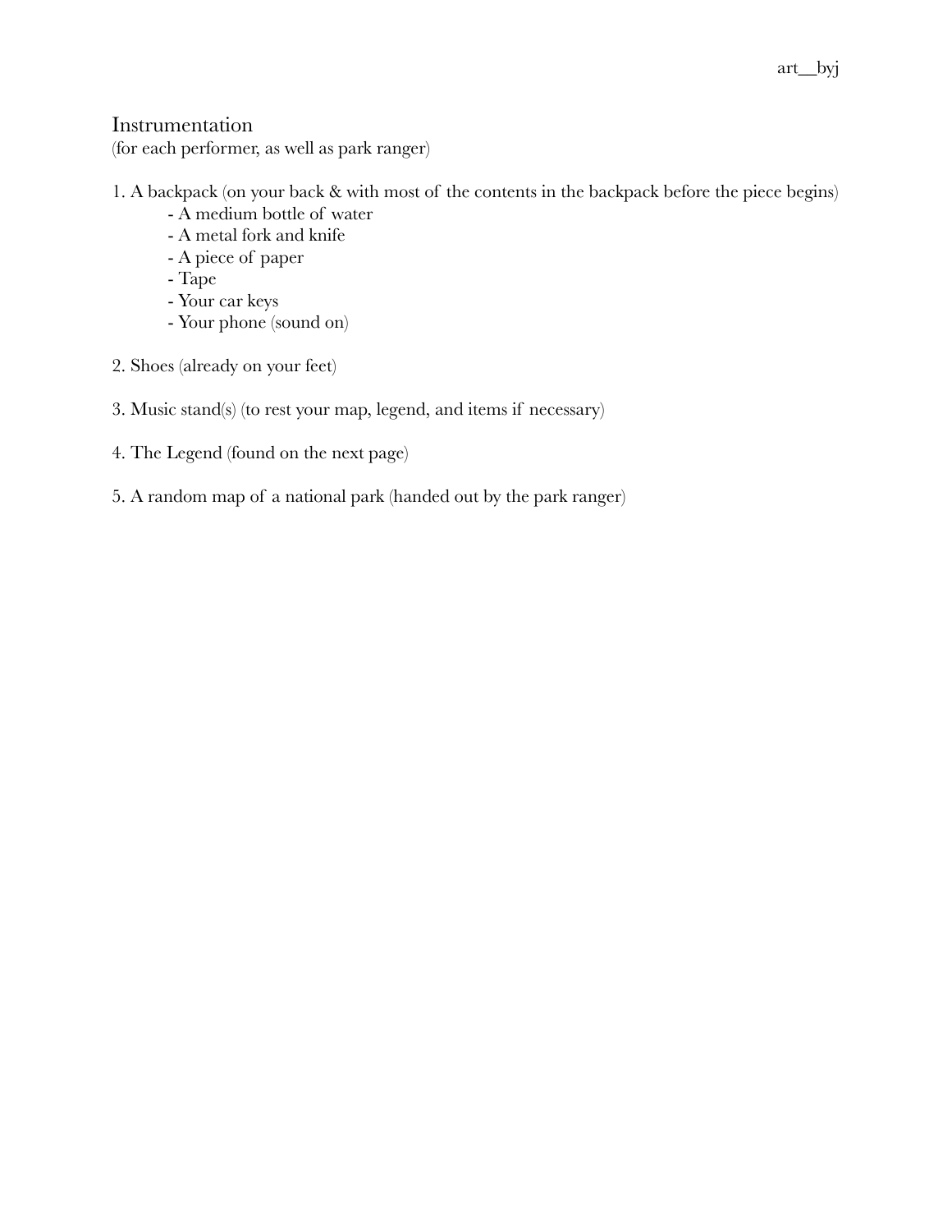# Instrumentation

(for each performer, as well as park ranger)

1. A backpack (on your back & with most of the contents in the backpack before the piece begins)
    - A medium bottle of water
    - A metal fork and knife
    - A piece of paper
    - Tape
    - Your car keys
    - Your phone (sound on)

2. Shoes (already on your feet)

3. Music stand(s) (to rest your map, legend, and items if necessary)

4. The Legend (found on the next page)

5. A random map of a national park (handed out by the park ranger)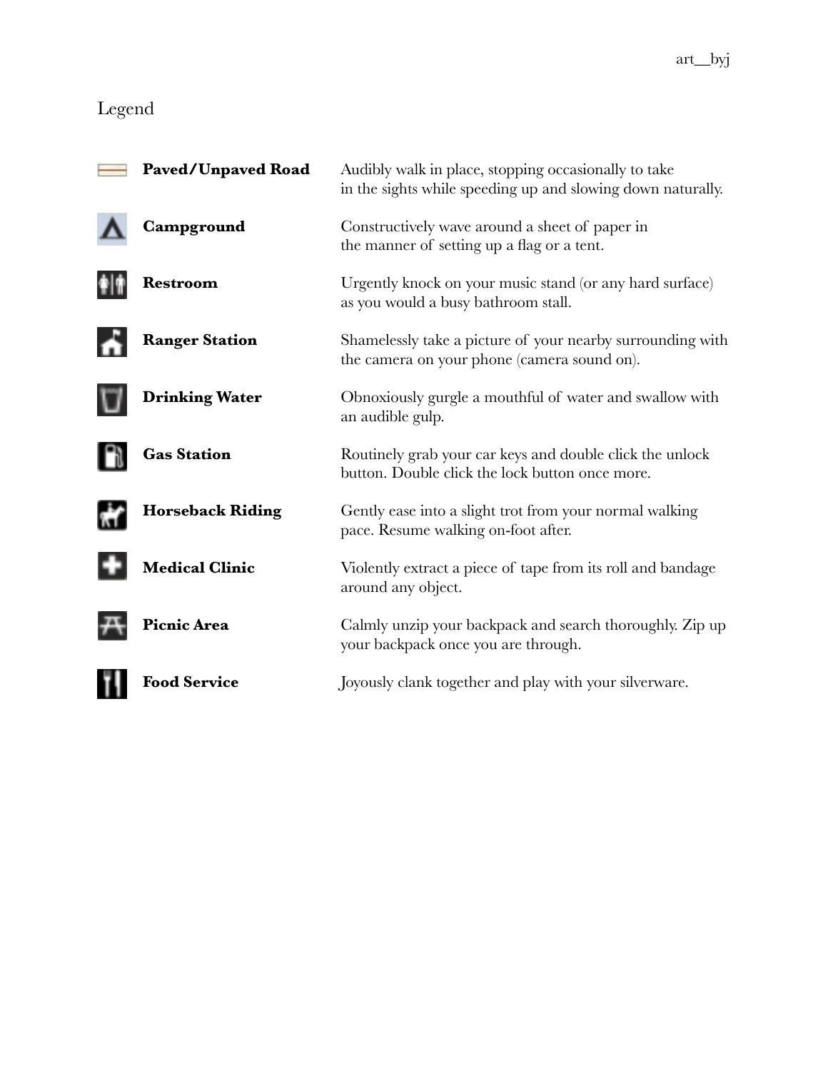## Legend

| | | |
|---|---|---|
| | **Paved/Unpaved Road** | Audibly walk in place, stopping occasionally to take in the sights while speeding up and slowing down naturally. |
| | **Campground** | Constructively wave around a sheet of paper in the manner of setting up a flag or a tent. |
| | **Restroom** | Urgently knock on your music stand (or any hard surface) as you would a busy bathroom stall. |
| | **Ranger Station** | Shamelessly take a picture of your nearby surrounding with the camera on your phone (camera sound on). |
| | **Drinking Water** | Obnoxiously gurgle a mouthful of water and swallow with an audible gulp. |
| | **Gas Station** | Routinely grab your car keys and double click the unlock button. Double click the lock button once more. |
| | **Horseback Riding** | Gently ease into a slight trot from your normal walking pace. Resume walking on-foot after. |
| | **Medical Clinic** | Violently extract a piece of tape from its roll and bandage around any object. |
| | **Picnic Area** | Calmly unzip your backpack and search thoroughly. Zip up your backpack once you are through. |
| | **Food Service** | Joyously clank together and play with your silverware. |